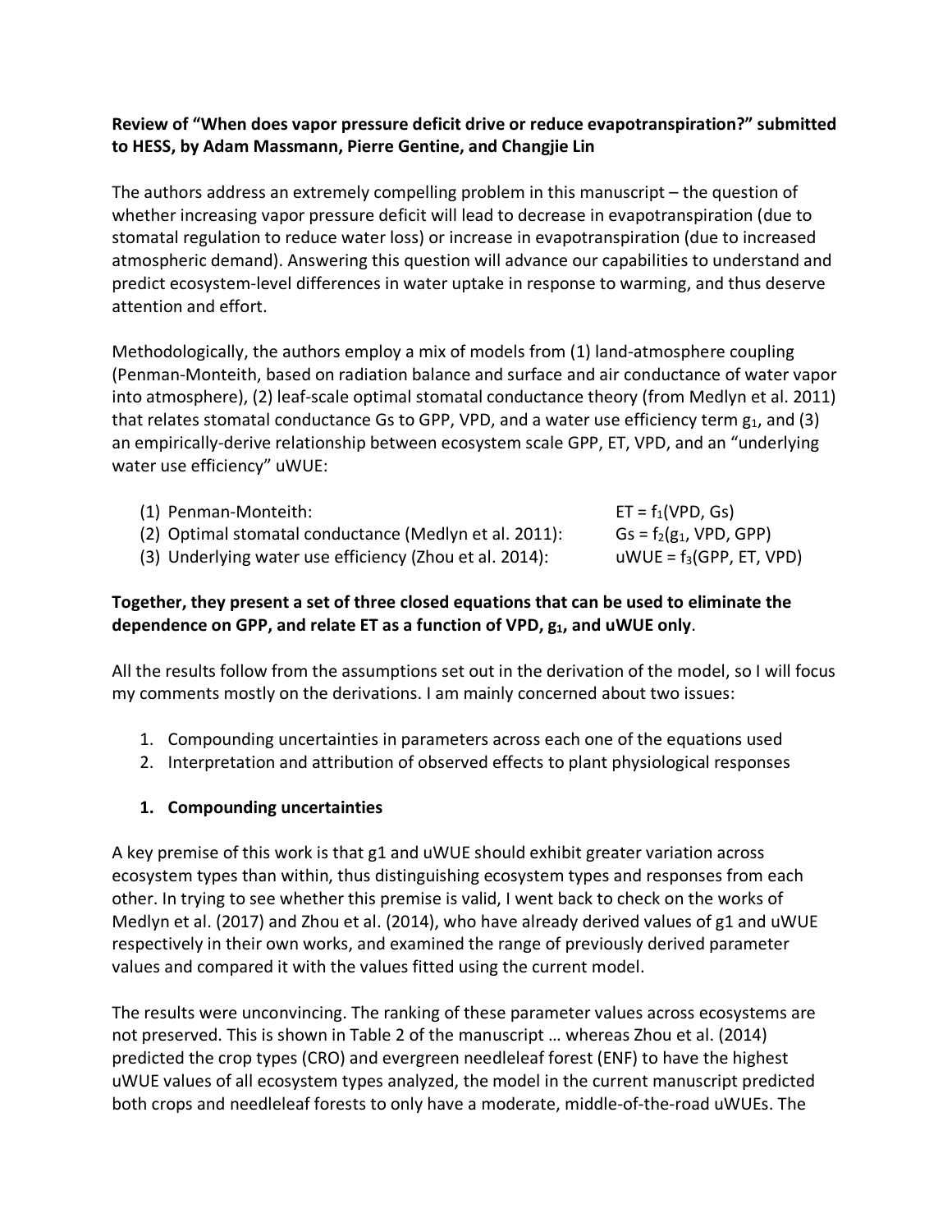**Review of "When does vapor pressure deficit drive or reduce evapotranspiration?" submitted to HESS, by Adam Massmann, Pierre Gentine, and Changjie Lin**

The authors address an extremely compelling problem in this manuscript – the question of whether increasing vapor pressure deficit will lead to decrease in evapotranspiration (due to stomatal regulation to reduce water loss) or increase in evapotranspiration (due to increased atmospheric demand). Answering this question will advance our capabilities to understand and predict ecosystem-level differences in water uptake in response to warming, and thus deserve attention and effort.

Methodologically, the authors employ a mix of models from (1) land-atmosphere coupling (Penman-Monteith, based on radiation balance and surface and air conductance of water vapor into atmosphere), (2) leaf-scale optimal stomatal conductance theory (from Medlyn et al. 2011) that relates stomatal conductance Gs to GPP, VPD, and a water use efficiency term $g_1$, and (3) an empirically-derive relationship between ecosystem scale GPP, ET, VPD, and an "underlying water use efficiency" uWUE:

| | |
|---|---|
| (1) Penman-Monteith: | ET = $f_1$(VPD, Gs) |
| (2) Optimal stomatal conductance (Medlyn et al. 2011): | Gs = $f_2$($g_1$, VPD, GPP) |
| (3) Underlying water use efficiency (Zhou et al. 2014): | uWUE = $f_3$(GPP, ET, VPD) |

**Together, they present a set of three closed equations that can be used to eliminate the dependence on GPP, and relate ET as a function of VPD, $g_1$, and uWUE only**.

All the results follow from the assumptions set out in the derivation of the model, so I will focus my comments mostly on the derivations. I am mainly concerned about two issues:

1. Compounding uncertainties in parameters across each one of the equations used
2. Interpretation and attribution of observed effects to plant physiological responses

### 1. Compounding uncertainties

A key premise of this work is that g1 and uWUE should exhibit greater variation across ecosystem types than within, thus distinguishing ecosystem types and responses from each other. In trying to see whether this premise is valid, I went back to check on the works of Medlyn et al. (2017) and Zhou et al. (2014), who have already derived values of g1 and uWUE respectively in their own works, and examined the range of previously derived parameter values and compared it with the values fitted using the current model.

The results were unconvincing. The ranking of these parameter values across ecosystems are not preserved. This is shown in Table 2 of the manuscript … whereas Zhou et al. (2014) predicted the crop types (CRO) and evergreen needleleaf forest (ENF) to have the highest uWUE values of all ecosystem types analyzed, the model in the current manuscript predicted both crops and needleleaf forests to only have a moderate, middle-of-the-road uWUEs. The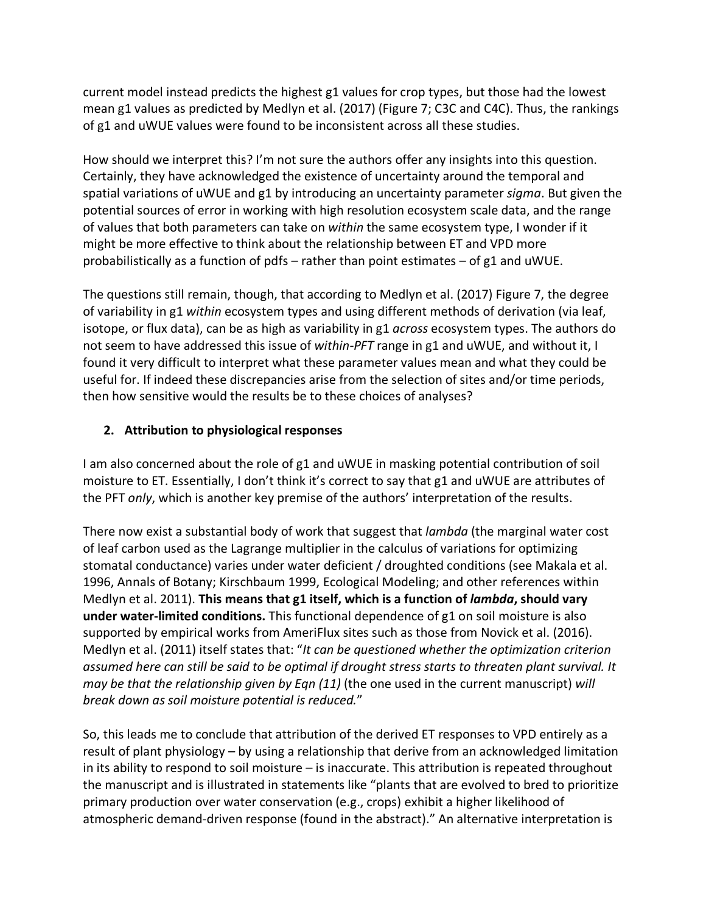current model instead predicts the highest g1 values for crop types, but those had the lowest mean g1 values as predicted by Medlyn et al. (2017) (Figure 7; C3C and C4C). Thus, the rankings of g1 and uWUE values were found to be inconsistent across all these studies.

How should we interpret this? I'm not sure the authors offer any insights into this question. Certainly, they have acknowledged the existence of uncertainty around the temporal and spatial variations of uWUE and g1 by introducing an uncertainty parameter *sigma*. But given the potential sources of error in working with high resolution ecosystem scale data, and the range of values that both parameters can take on *within* the same ecosystem type, I wonder if it might be more effective to think about the relationship between ET and VPD more probabilistically as a function of pdfs – rather than point estimates – of g1 and uWUE.

The questions still remain, though, that according to Medlyn et al. (2017) Figure 7, the degree of variability in g1 *within* ecosystem types and using different methods of derivation (via leaf, isotope, or flux data), can be as high as variability in g1 *across* ecosystem types. The authors do not seem to have addressed this issue of *within-PFT* range in g1 and uWUE, and without it, I found it very difficult to interpret what these parameter values mean and what they could be useful for. If indeed these discrepancies arise from the selection of sites and/or time periods, then how sensitive would the results be to these choices of analyses?

2. **Attribution to physiological responses**

I am also concerned about the role of g1 and uWUE in masking potential contribution of soil moisture to ET. Essentially, I don't think it's correct to say that g1 and uWUE are attributes of the PFT *only*, which is another key premise of the authors' interpretation of the results.

There now exist a substantial body of work that suggest that *lambda* (the marginal water cost of leaf carbon used as the Lagrange multiplier in the calculus of variations for optimizing stomatal conductance) varies under water deficient / droughted conditions (see Makala et al. 1996, Annals of Botany; Kirschbaum 1999, Ecological Modeling; and other references within Medlyn et al. 2011). **This means that g1 itself, which is a function of *lambda*, should vary under water-limited conditions.** This functional dependence of g1 on soil moisture is also supported by empirical works from AmeriFlux sites such as those from Novick et al. (2016). Medlyn et al. (2011) itself states that: "*It can be questioned whether the optimization criterion assumed here can still be said to be optimal if drought stress starts to threaten plant survival. It may be that the relationship given by Eqn (11)* (the one used in the current manuscript) *will break down as soil moisture potential is reduced.*"

So, this leads me to conclude that attribution of the derived ET responses to VPD entirely as a result of plant physiology – by using a relationship that derive from an acknowledged limitation in its ability to respond to soil moisture – is inaccurate. This attribution is repeated throughout the manuscript and is illustrated in statements like "plants that are evolved to bred to prioritize primary production over water conservation (e.g., crops) exhibit a higher likelihood of atmospheric demand-driven response (found in the abstract)." An alternative interpretation is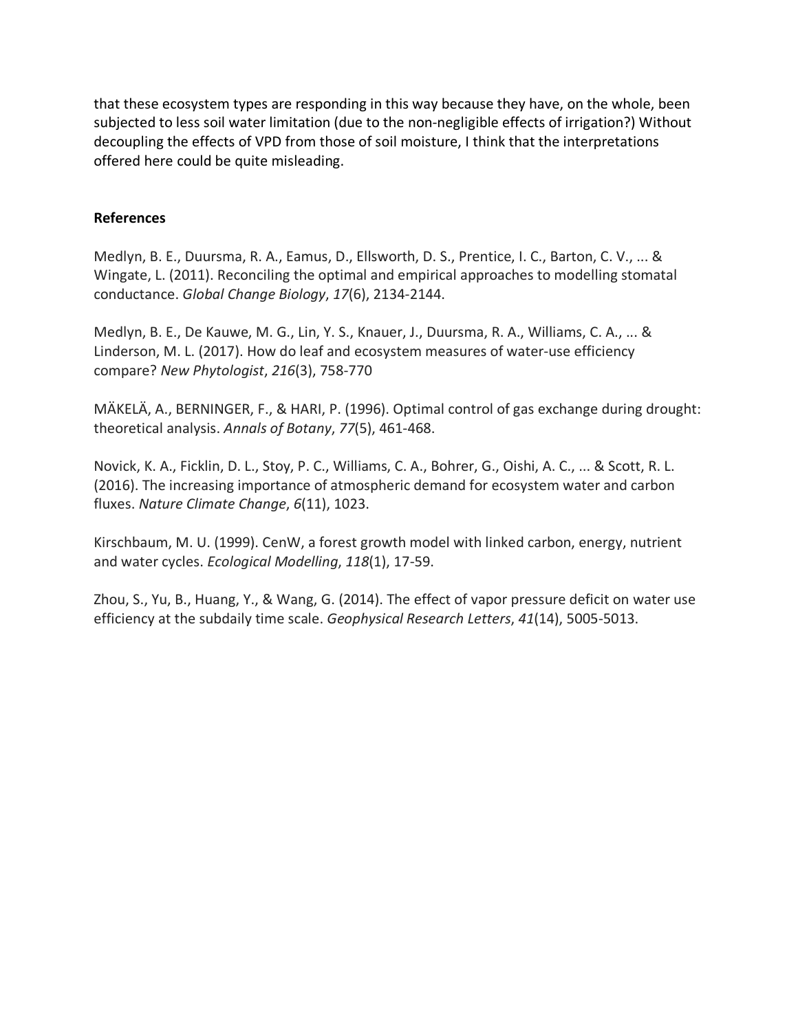that these ecosystem types are responding in this way because they have, on the whole, been subjected to less soil water limitation (due to the non-negligible effects of irrigation?) Without decoupling the effects of VPD from those of soil moisture, I think that the interpretations offered here could be quite misleading.

**References**

Medlyn, B. E., Duursma, R. A., Eamus, D., Ellsworth, D. S., Prentice, I. C., Barton, C. V., ... & Wingate, L. (2011). Reconciling the optimal and empirical approaches to modelling stomatal conductance. *Global Change Biology*, *17*(6), 2134-2144.

Medlyn, B. E., De Kauwe, M. G., Lin, Y. S., Knauer, J., Duursma, R. A., Williams, C. A., ... & Linderson, M. L. (2017). How do leaf and ecosystem measures of water-use efficiency compare? *New Phytologist*, *216*(3), 758-770

MÄKELÄ, A., BERNINGER, F., & HARI, P. (1996). Optimal control of gas exchange during drought: theoretical analysis. *Annals of Botany*, *77*(5), 461-468.

Novick, K. A., Ficklin, D. L., Stoy, P. C., Williams, C. A., Bohrer, G., Oishi, A. C., ... & Scott, R. L. (2016). The increasing importance of atmospheric demand for ecosystem water and carbon fluxes. *Nature Climate Change*, *6*(11), 1023.

Kirschbaum, M. U. (1999). CenW, a forest growth model with linked carbon, energy, nutrient and water cycles. *Ecological Modelling*, *118*(1), 17-59.

Zhou, S., Yu, B., Huang, Y., & Wang, G. (2014). The effect of vapor pressure deficit on water use efficiency at the subdaily time scale. *Geophysical Research Letters*, *41*(14), 5005-5013.